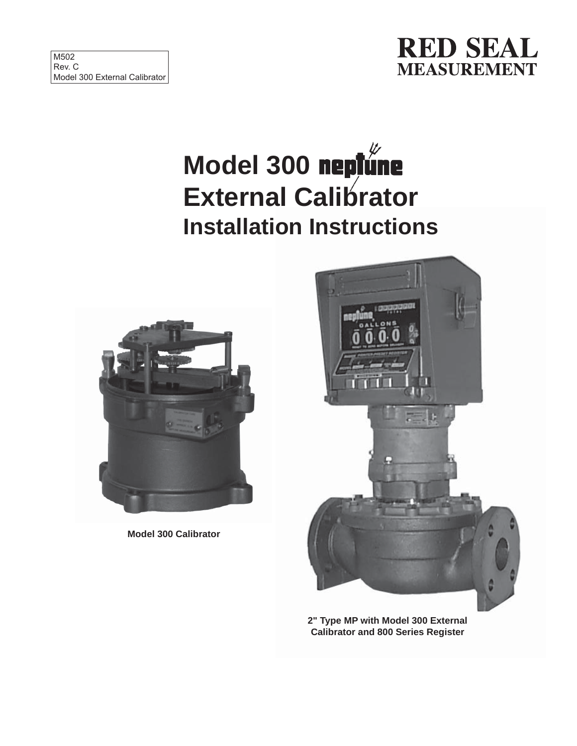M502
Rev. C
Model 300 External Calibrator

RED SEAL
MEASUREMENT

# Model 300 neptune External Calibrator Installation Instructions

**Model 300 Calibrator**

**2" Type MP with Model 300 External Calibrator and 800 Series Register**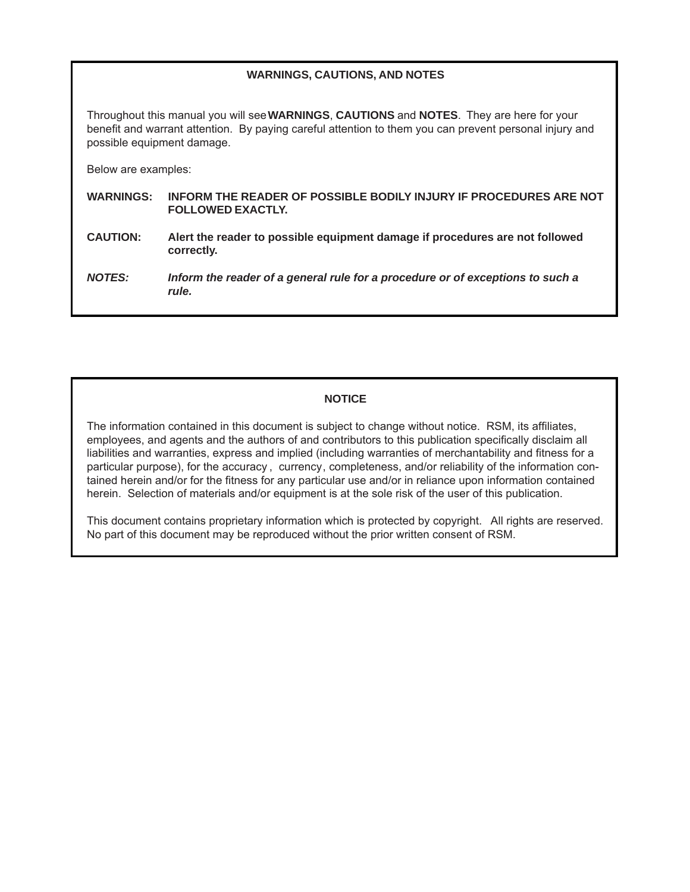## WARNINGS, CAUTIONS, AND NOTES

Throughout this manual you will see **WARNINGS**, **CAUTIONS** and **NOTES**. They are here for your benefit and warrant attention. By paying careful attention to them you can prevent personal injury and possible equipment damage.

Below are examples:

**WARNINGS:** **INFORM THE READER OF POSSIBLE BODILY INJURY IF PROCEDURES ARE NOT FOLLOWED EXACTLY.**

**CAUTION:** **Alert the reader to possible equipment damage if procedures are not followed correctly.**

***NOTES:*** ***Inform the reader of a general rule for a procedure or of exceptions to such a rule.***

## NOTICE

The information contained in this document is subject to change without notice. RSM, its affiliates, employees, and agents and the authors of and contributors to this publication specifically disclaim all liabilities and warranties, express and implied (including warranties of merchantability and fitness for a particular purpose), for the accuracy, currency, completeness, and/or reliability of the information contained herein and/or for the fitness for any particular use and/or in reliance upon information contained herein. Selection of materials and/or equipment is at the sole risk of the user of this publication.

This document contains proprietary information which is protected by copyright. All rights are reserved. No part of this document may be reproduced without the prior written consent of RSM.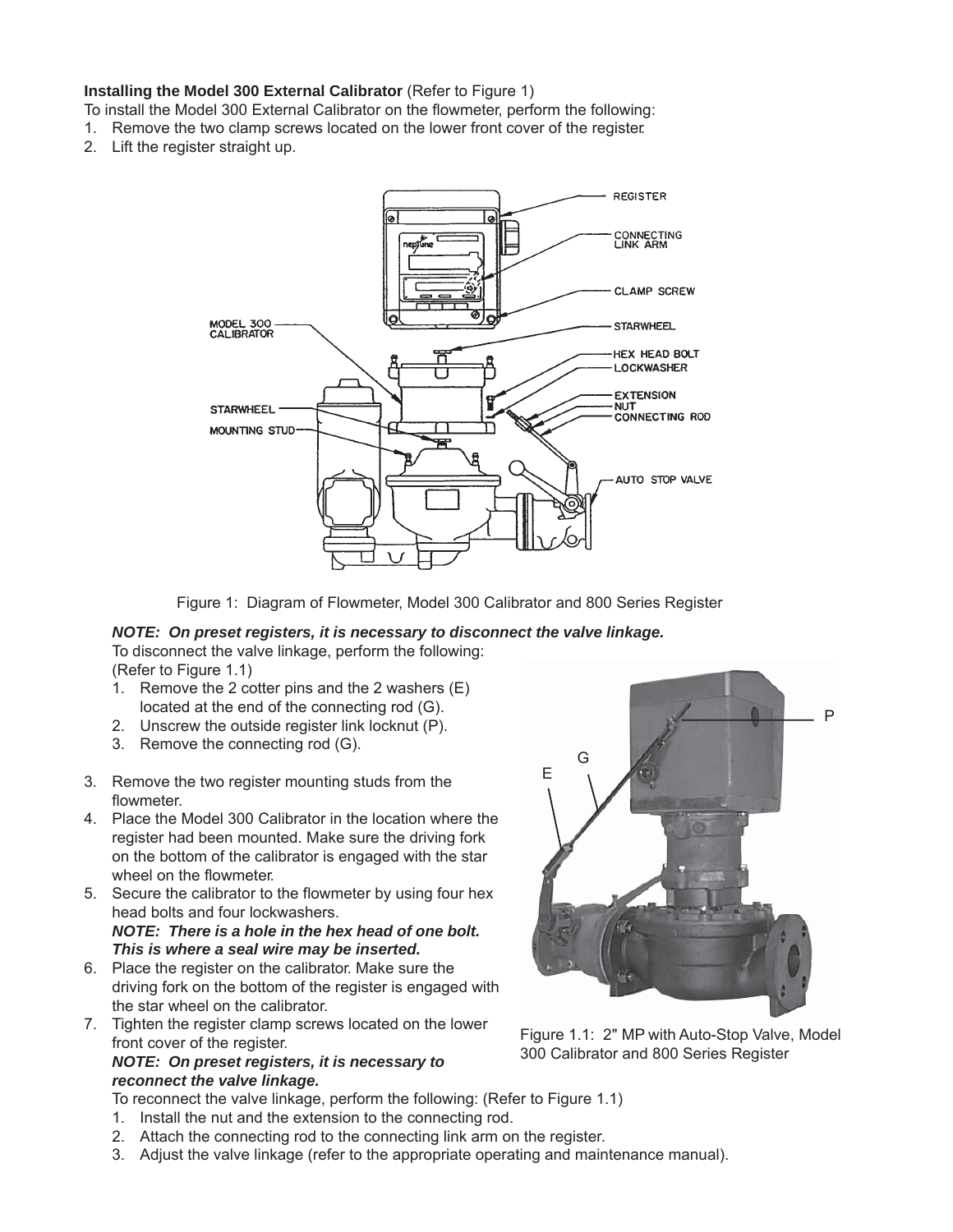**Installing the Model 300 External Calibrator** (Refer to Figure 1)

To install the Model 300 External Calibrator on the flowmeter, perform the following:

1. Remove the two clamp screws located on the lower front cover of the register.
2. Lift the register straight up.

Figure 1: Diagram of Flowmeter, Model 300 Calibrator and 800 Series Register

***NOTE: On preset registers, it is necessary to disconnect the valve linkage.***

To disconnect the valve linkage, perform the following: (Refer to Figure 1.1)

1. Remove the 2 cotter pins and the 2 washers (E) located at the end of the connecting rod (G).
2. Unscrew the outside register link locknut (P).
3. Remove the connecting rod (G).

3. Remove the two register mounting studs from the flowmeter.
4. Place the Model 300 Calibrator in the location where the register had been mounted. Make sure the driving fork on the bottom of the calibrator is engaged with the star wheel on the flowmeter.
5. Secure the calibrator to the flowmeter by using four hex head bolts and four lockwashers.
   ***NOTE: There is a hole in the hex head of one bolt. This is where a seal wire may be inserted.***
6. Place the register on the calibrator. Make sure the driving fork on the bottom of the register is engaged with the star wheel on the calibrator.
7. Tighten the register clamp screws located on the lower front cover of the register.
   ***NOTE: On preset registers, it is necessary to reconnect the valve linkage.***

   To reconnect the valve linkage, perform the following: (Refer to Figure 1.1)

   1. Install the nut and the extension to the connecting rod.
   2. Attach the connecting rod to the connecting link arm on the register.
   3. Adjust the valve linkage (refer to the appropriate operating and maintenance manual).

Figure 1.1: 2" MP with Auto-Stop Valve, Model 300 Calibrator and 800 Series Register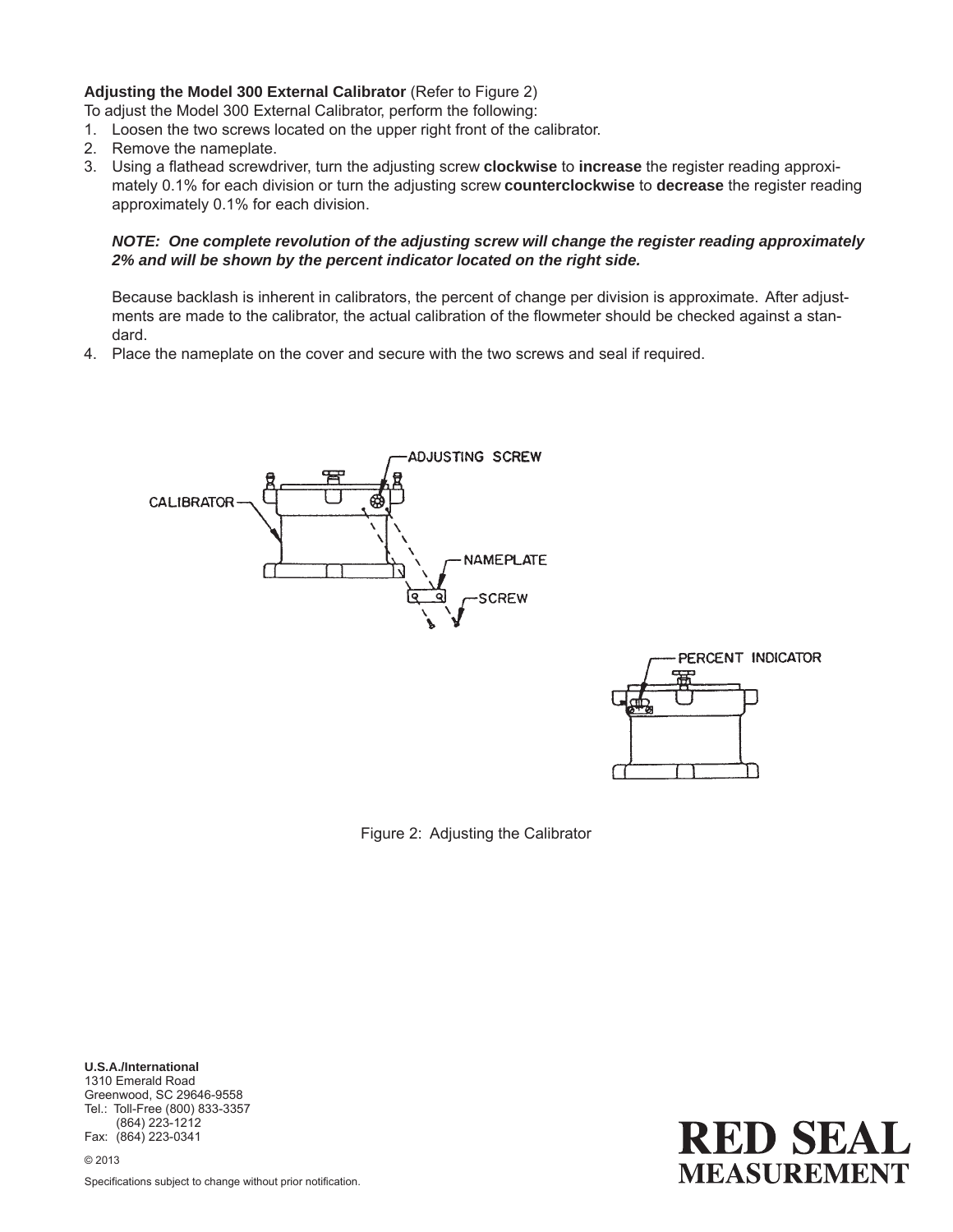**Adjusting the Model 300 External Calibrator** (Refer to Figure 2)

To adjust the Model 300 External Calibrator, perform the following:

1. Loosen the two screws located on the upper right front of the calibrator.
2. Remove the nameplate.
3. Using a flathead screwdriver, turn the adjusting screw **clockwise** to **increase** the register reading approximately 0.1% for each division or turn the adjusting screw **counterclockwise** to **decrease** the register reading approximately 0.1% for each division.

   ***NOTE: One complete revolution of the adjusting screw will change the register reading approximately 2% and will be shown by the percent indicator located on the right side.***

   Because backlash is inherent in calibrators, the percent of change per division is approximate. After adjustments are made to the calibrator, the actual calibration of the flowmeter should be checked against a standard.
4. Place the nameplate on the cover and secure with the two screws and seal if required.

ADJUSTING SCREW

CALIBRATOR

NAMEPLATE

SCREW

PERCENT INDICATOR

Figure 2: Adjusting the Calibrator

**U.S.A./International**
1310 Emerald Road
Greenwood, SC 29646-9558
Tel.: Toll-Free (800) 833-3357
(864) 223-1212
Fax: (864) 223-0341

© 2013

Specifications subject to change without prior notification.

**RED SEAL MEASUREMENT**